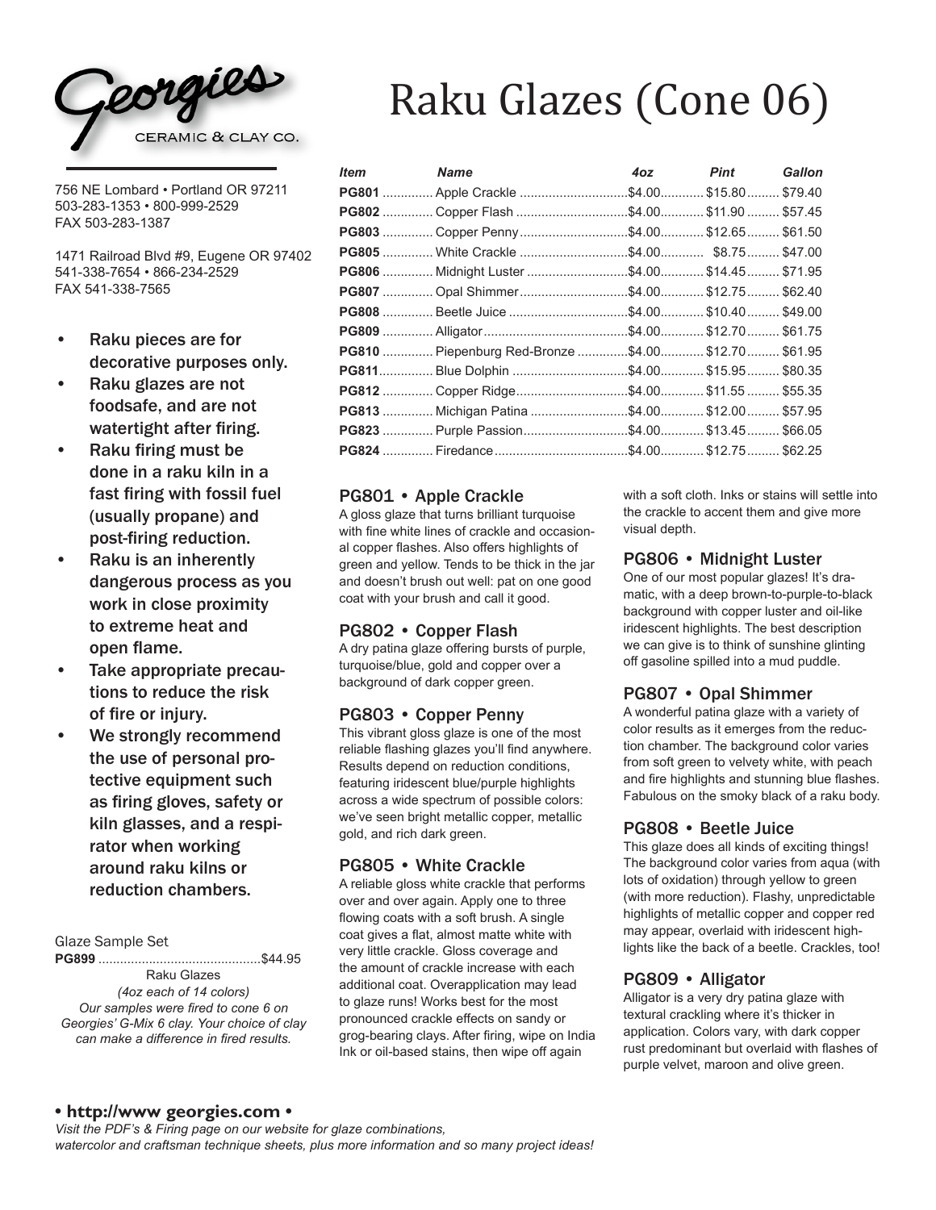Georgies
CERAMIC & CLAY CO.

# Raku Glazes (Cone 06)

756 NE Lombard • Portland OR 97211
503-283-1353 • 800-999-2529
FAX 503-283-1387

1471 Railroad Blvd #9, Eugene OR 97402
541-338-7654 • 866-234-2529
FAX 541-338-7565

- **Raku pieces are for decorative purposes only.**
- **Raku glazes are not foodsafe, and are not watertight after firing.**
- **Raku firing must be done in a raku kiln in a fast firing with fossil fuel (usually propane) and post-firing reduction.**
- **Raku is an inherently dangerous process as you work in close proximity to extreme heat and open flame.**
- **Take appropriate precautions to reduce the risk of fire or injury.**
- **We strongly recommend the use of personal protective equipment such as firing gloves, safety or kiln glasses, and a respirator when working around raku kilns or reduction chambers.**

Glaze Sample Set
**PG899** .............................................$44.95
Raku Glazes
*(4oz each of 14 colors)*
*Our samples were fired to cone 6 on Georgies' G-Mix 6 clay. Your choice of clay can make a difference in fired results.*

| *Item* | *Name* | *4oz* | *Pint* | *Gallon* |
|---|---|---|---|---|
| **PG801** | Apple Crackle | $4.00 | $15.80 | $79.40 |
| **PG802** | Copper Flash | $4.00 | $11.90 | $57.45 |
| **PG803** | Copper Penny | $4.00 | $12.65 | $61.50 |
| **PG805** | White Crackle | $4.00 | $8.75 | $47.00 |
| **PG806** | Midnight Luster | $4.00 | $14.45 | $71.95 |
| **PG807** | Opal Shimmer | $4.00 | $12.75 | $62.40 |
| **PG808** | Beetle Juice | $4.00 | $10.40 | $49.00 |
| **PG809** | Alligator | $4.00 | $12.70 | $61.75 |
| **PG810** | Piepenburg Red-Bronze | $4.00 | $12.70 | $61.95 |
| **PG811** | Blue Dolphin | $4.00 | $15.95 | $80.35 |
| **PG812** | Copper Ridge | $4.00 | $11.55 | $55.35 |
| **PG813** | Michigan Patina | $4.00 | $12.00 | $57.95 |
| **PG823** | Purple Passion | $4.00 | $13.45 | $66.05 |
| **PG824** | Firedance | $4.00 | $12.75 | $62.25 |

### PG801 • Apple Crackle

A gloss glaze that turns brilliant turquoise with fine white lines of crackle and occasional copper flashes. Also offers highlights of green and yellow. Tends to be thick in the jar and doesn't brush out well: pat on one good coat with your brush and call it good.

### PG802 • Copper Flash

A dry patina glaze offering bursts of purple, turquoise/blue, gold and copper over a background of dark copper green.

### PG803 • Copper Penny

This vibrant gloss glaze is one of the most reliable flashing glazes you'll find anywhere. Results depend on reduction conditions, featuring iridescent blue/purple highlights across a wide spectrum of possible colors: we've seen bright metallic copper, metallic gold, and rich dark green.

### PG805 • White Crackle

A reliable gloss white crackle that performs over and over again. Apply one to three flowing coats with a soft brush. A single coat gives a flat, almost matte white with very little crackle. Gloss coverage and the amount of crackle increase with each additional coat. Overapplication may lead to glaze runs! Works best for the most pronounced crackle effects on sandy or grog-bearing clays. After firing, wipe on India Ink or oil-based stains, then wipe off again with a soft cloth. Inks or stains will settle into the crackle to accent them and give more visual depth.

### PG806 • Midnight Luster

One of our most popular glazes! It's dramatic, with a deep brown-to-purple-to-black background with copper luster and oil-like iridescent highlights. The best description we can give is to think of sunshine glinting off gasoline spilled into a mud puddle.

### PG807 • Opal Shimmer

A wonderful patina glaze with a variety of color results as it emerges from the reduction chamber. The background color varies from soft green to velvety white, with peach and fire highlights and stunning blue flashes. Fabulous on the smoky black of a raku body.

### PG808 • Beetle Juice

This glaze does all kinds of exciting things! The background color varies from aqua (with lots of oxidation) through yellow to green (with more reduction). Flashy, unpredictable highlights of metallic copper and copper red may appear, overlaid with iridescent highlights like the back of a beetle. Crackles, too!

### PG809 • Alligator

Alligator is a very dry patina glaze with textural crackling where it's thicker in application. Colors vary, with dark copper rust predominant but overlaid with flashes of purple velvet, maroon and olive green.

**• http://www georgies.com •**
*Visit the PDF's & Firing page on our website for glaze combinations, watercolor and craftsman technique sheets, plus more information and so many project ideas!*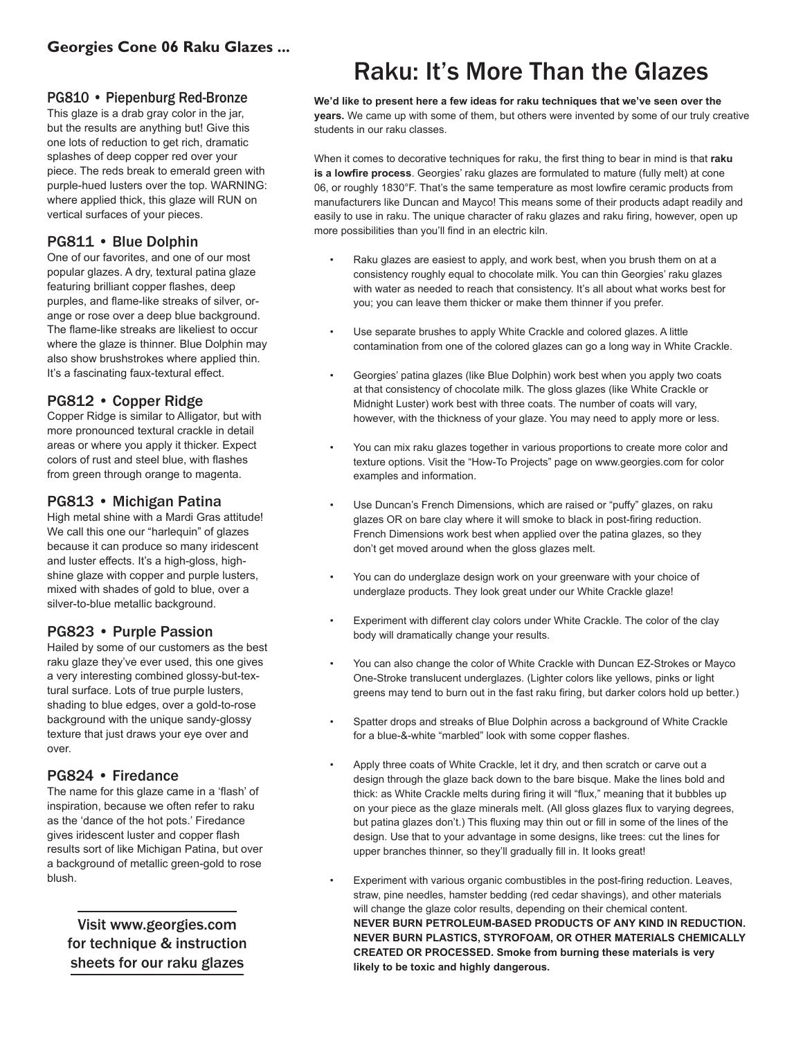## Georgies Cone 06 Raku Glazes ...

### PG810 • Piepenburg Red-Bronze

This glaze is a drab gray color in the jar, but the results are anything but! Give this one lots of reduction to get rich, dramatic splashes of deep copper red over your piece. The reds break to emerald green with purple-hued lusters over the top. WARNING: where applied thick, this glaze will RUN on vertical surfaces of your pieces.

### PG811 • Blue Dolphin

One of our favorites, and one of our most popular glazes. A dry, textural patina glaze featuring brilliant copper flashes, deep purples, and flame-like streaks of silver, orange or rose over a deep blue background. The flame-like streaks are likeliest to occur where the glaze is thinner. Blue Dolphin may also show brushstrokes where applied thin. It's a fascinating faux-textural effect.

### PG812 • Copper Ridge

Copper Ridge is similar to Alligator, but with more pronounced textural crackle in detail areas or where you apply it thicker. Expect colors of rust and steel blue, with flashes from green through orange to magenta.

### PG813 • Michigan Patina

High metal shine with a Mardi Gras attitude! We call this one our "harlequin" of glazes because it can produce so many iridescent and luster effects. It's a high-gloss, high-shine glaze with copper and purple lusters, mixed with shades of gold to blue, over a silver-to-blue metallic background.

### PG823 • Purple Passion

Hailed by some of our customers as the best raku glaze they've ever used, this one gives a very interesting combined glossy-but-textural surface. Lots of true purple lusters, shading to blue edges, over a gold-to-rose background with the unique sandy-glossy texture that just draws your eye over and over.

### PG824 • Firedance

The name for this glaze came in a 'flash' of inspiration, because we often refer to raku as the 'dance of the hot pots.' Firedance gives iridescent luster and copper flash results sort of like Michigan Patina, but over a background of metallic green-gold to rose blush.

Visit www.georgies.com for technique & instruction sheets for our raku glazes

# Raku: It's More Than the Glazes

**We'd like to present here a few ideas for raku techniques that we've seen over the years.** We came up with some of them, but others were invented by some of our truly creative students in our raku classes.

When it comes to decorative techniques for raku, the first thing to bear in mind is that **raku is a lowfire process**. Georgies' raku glazes are formulated to mature (fully melt) at cone 06, or roughly 1830°F. That's the same temperature as most lowfire ceramic products from manufacturers like Duncan and Mayco! This means some of their products adapt readily and easily to use in raku. The unique character of raku glazes and raku firing, however, open up more possibilities than you'll find in an electric kiln.

- Raku glazes are easiest to apply, and work best, when you brush them on at a consistency roughly equal to chocolate milk. You can thin Georgies' raku glazes with water as needed to reach that consistency. It's all about what works best for you; you can leave them thicker or make them thinner if you prefer.
- Use separate brushes to apply White Crackle and colored glazes. A little contamination from one of the colored glazes can go a long way in White Crackle.
- Georgies' patina glazes (like Blue Dolphin) work best when you apply two coats at that consistency of chocolate milk. The gloss glazes (like White Crackle or Midnight Luster) work best with three coats. The number of coats will vary, however, with the thickness of your glaze. You may need to apply more or less.
- You can mix raku glazes together in various proportions to create more color and texture options. Visit the "How-To Projects" page on www.georgies.com for color examples and information.
- Use Duncan's French Dimensions, which are raised or "puffy" glazes, on raku glazes OR on bare clay where it will smoke to black in post-firing reduction. French Dimensions work best when applied over the patina glazes, so they don't get moved around when the gloss glazes melt.
- You can do underglaze design work on your greenware with your choice of underglaze products. They look great under our White Crackle glaze!
- Experiment with different clay colors under White Crackle. The color of the clay body will dramatically change your results.
- You can also change the color of White Crackle with Duncan EZ-Strokes or Mayco One-Stroke translucent underglazes. (Lighter colors like yellows, pinks or light greens may tend to burn out in the fast raku firing, but darker colors hold up better.)
- Spatter drops and streaks of Blue Dolphin across a background of White Crackle for a blue-&-white "marbled" look with some copper flashes.
- Apply three coats of White Crackle, let it dry, and then scratch or carve out a design through the glaze back down to the bare bisque. Make the lines bold and thick: as White Crackle melts during firing it will "flux," meaning that it bubbles up on your piece as the glaze minerals melt. (All gloss glazes flux to varying degrees, but patina glazes don't.) This fluxing may thin out or fill in some of the lines of the design. Use that to your advantage in some designs, like trees: cut the lines for upper branches thinner, so they'll gradually fill in. It looks great!
- Experiment with various organic combustibles in the post-firing reduction. Leaves, straw, pine needles, hamster bedding (red cedar shavings), and other materials will change the glaze color results, depending on their chemical content. **NEVER BURN PETROLEUM-BASED PRODUCTS OF ANY KIND IN REDUCTION. NEVER BURN PLASTICS, STYROFOAM, OR OTHER MATERIALS CHEMICALLY CREATED OR PROCESSED. Smoke from burning these materials is very likely to be toxic and highly dangerous.**